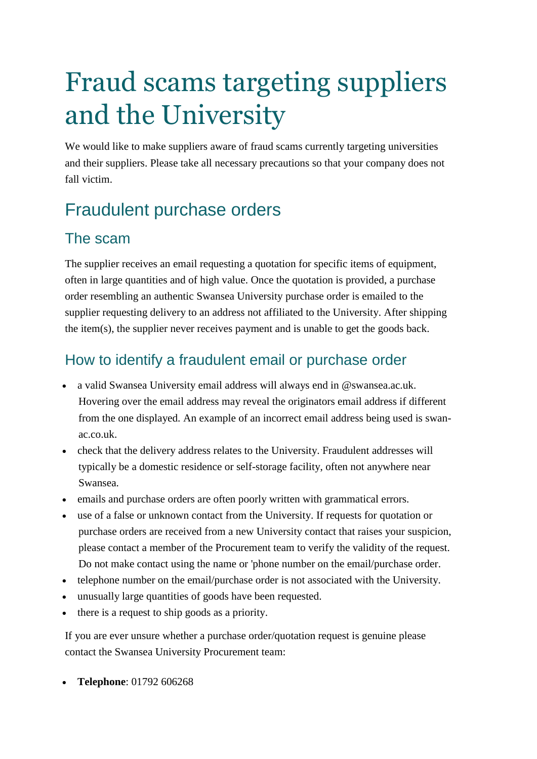# Fraud scams targeting suppliers and the University

We would like to make suppliers aware of fraud scams currently targeting universities and their suppliers. Please take all necessary precautions so that your company does not fall victim.

## Fraudulent purchase orders

### The scam

The supplier receives an email requesting a quotation for specific items of equipment, often in large quantities and of high value. Once the quotation is provided, a purchase order resembling an authentic Swansea University purchase order is emailed to the supplier requesting delivery to an address not affiliated to the University. After shipping the item(s), the supplier never receives payment and is unable to get the goods back.

### How to identify a fraudulent email or purchase order

- a valid Swansea University email address will always end in @swansea.ac.uk. Hovering over the email address may reveal the originators email address if different from the one displayed. An example of an incorrect email address being used is swan-ac.co.uk.
- check that the delivery address relates to the University. Fraudulent addresses will typically be a domestic residence or self-storage facility, often not anywhere near Swansea.
- emails and purchase orders are often poorly written with grammatical errors.
- use of a false or unknown contact from the University. If requests for quotation or purchase orders are received from a new University contact that raises your suspicion, please contact a member of the Procurement team to verify the validity of the request. Do not make contact using the name or 'phone number on the email/purchase order.
- telephone number on the email/purchase order is not associated with the University.
- unusually large quantities of goods have been requested.
- there is a request to ship goods as a priority.

If you are ever unsure whether a purchase order/quotation request is genuine please contact the Swansea University Procurement team:

- **Telephone**: 01792 606268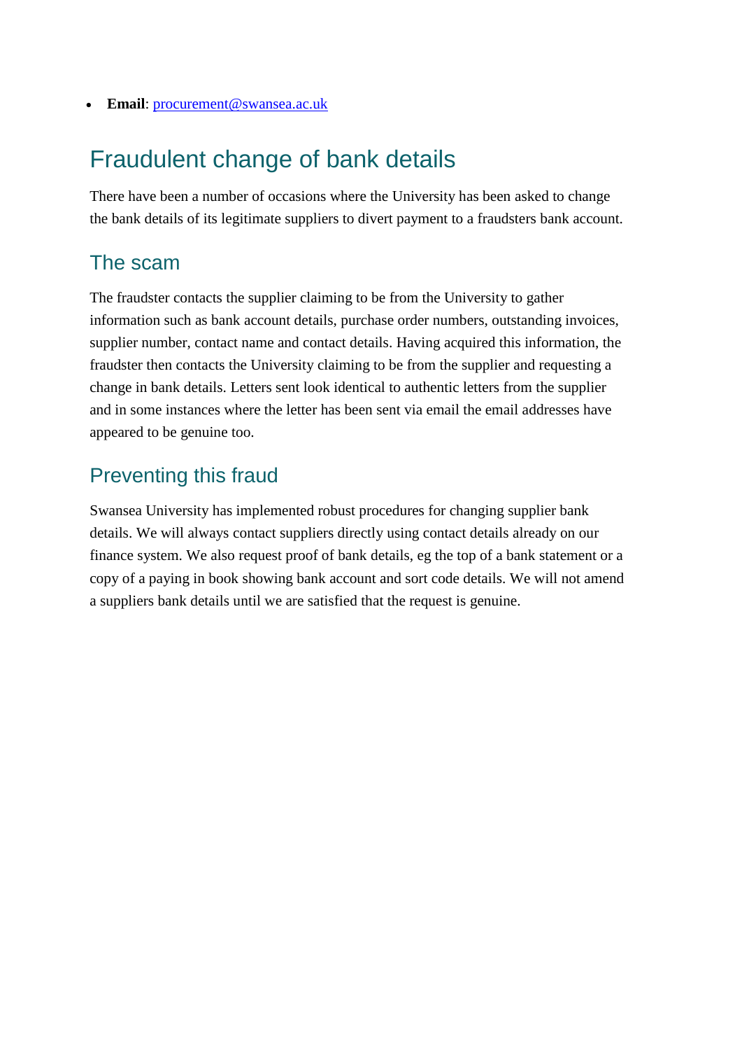- **Email**: procurement@swansea.ac.uk

## Fraudulent change of bank details

There have been a number of occasions where the University has been asked to change the bank details of its legitimate suppliers to divert payment to a fraudsters bank account.

### The scam

The fraudster contacts the supplier claiming to be from the University to gather information such as bank account details, purchase order numbers, outstanding invoices, supplier number, contact name and contact details. Having acquired this information, the fraudster then contacts the University claiming to be from the supplier and requesting a change in bank details. Letters sent look identical to authentic letters from the supplier and in some instances where the letter has been sent via email the email addresses have appeared to be genuine too.

### Preventing this fraud

Swansea University has implemented robust procedures for changing supplier bank details. We will always contact suppliers directly using contact details already on our finance system. We also request proof of bank details, eg the top of a bank statement or a copy of a paying in book showing bank account and sort code details. We will not amend a suppliers bank details until we are satisfied that the request is genuine.